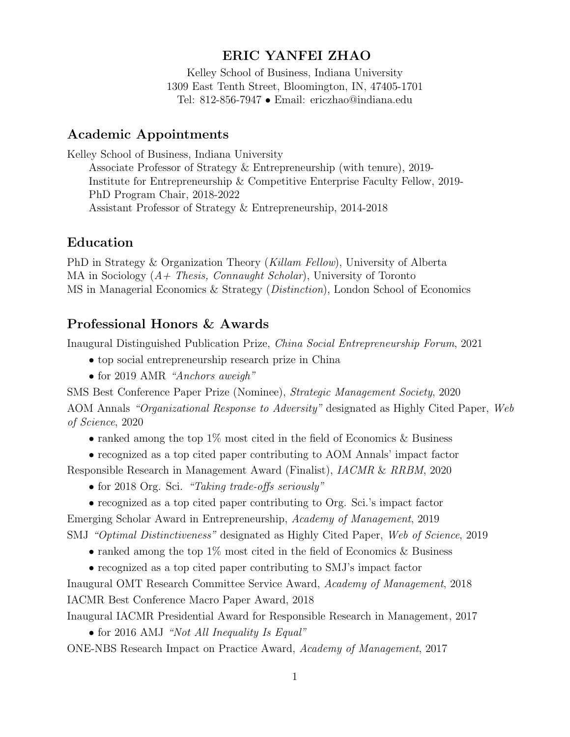# ERIC YANFEI ZHAO

Kelley School of Business, Indiana University
1309 East Tenth Street, Bloomington, IN, 47405-1701
Tel: 812-856-7947 • Email: ericzhao@indiana.edu

## Academic Appointments

Kelley School of Business, Indiana University
- Associate Professor of Strategy & Entrepreneurship (with tenure), 2019-
- Institute for Entrepreneurship & Competitive Enterprise Faculty Fellow, 2019-
- PhD Program Chair, 2018-2022
- Assistant Professor of Strategy & Entrepreneurship, 2014-2018

## Education

PhD in Strategy & Organization Theory (*Killam Fellow*), University of Alberta
MA in Sociology (*A+ Thesis, Connaught Scholar*), University of Toronto
MS in Managerial Economics & Strategy (*Distinction*), London School of Economics

## Professional Honors & Awards

Inaugural Distinguished Publication Prize, *China Social Entrepreneurship Forum*, 2021
- top social entrepreneurship research prize in China
- for 2019 AMR *"Anchors aweigh"*

SMS Best Conference Paper Prize (Nominee), *Strategic Management Society*, 2020

AOM Annals *"Organizational Response to Adversity"* designated as Highly Cited Paper, *Web of Science*, 2020
- ranked among the top 1% most cited in the field of Economics & Business
- recognized as a top cited paper contributing to AOM Annals' impact factor

Responsible Research in Management Award (Finalist), *IACMR* & *RRBM*, 2020
- for 2018 Org. Sci. *"Taking trade-offs seriously"*
- recognized as a top cited paper contributing to Org. Sci.'s impact factor

Emerging Scholar Award in Entrepreneurship, *Academy of Management*, 2019

SMJ *"Optimal Distinctiveness"* designated as Highly Cited Paper, *Web of Science*, 2019
- ranked among the top 1% most cited in the field of Economics & Business
- recognized as a top cited paper contributing to SMJ's impact factor

Inaugural OMT Research Committee Service Award, *Academy of Management*, 2018

IACMR Best Conference Macro Paper Award, 2018

Inaugural IACMR Presidential Award for Responsible Research in Management, 2017
- for 2016 AMJ *"Not All Inequality Is Equal"*

ONE-NBS Research Impact on Practice Award, *Academy of Management*, 2017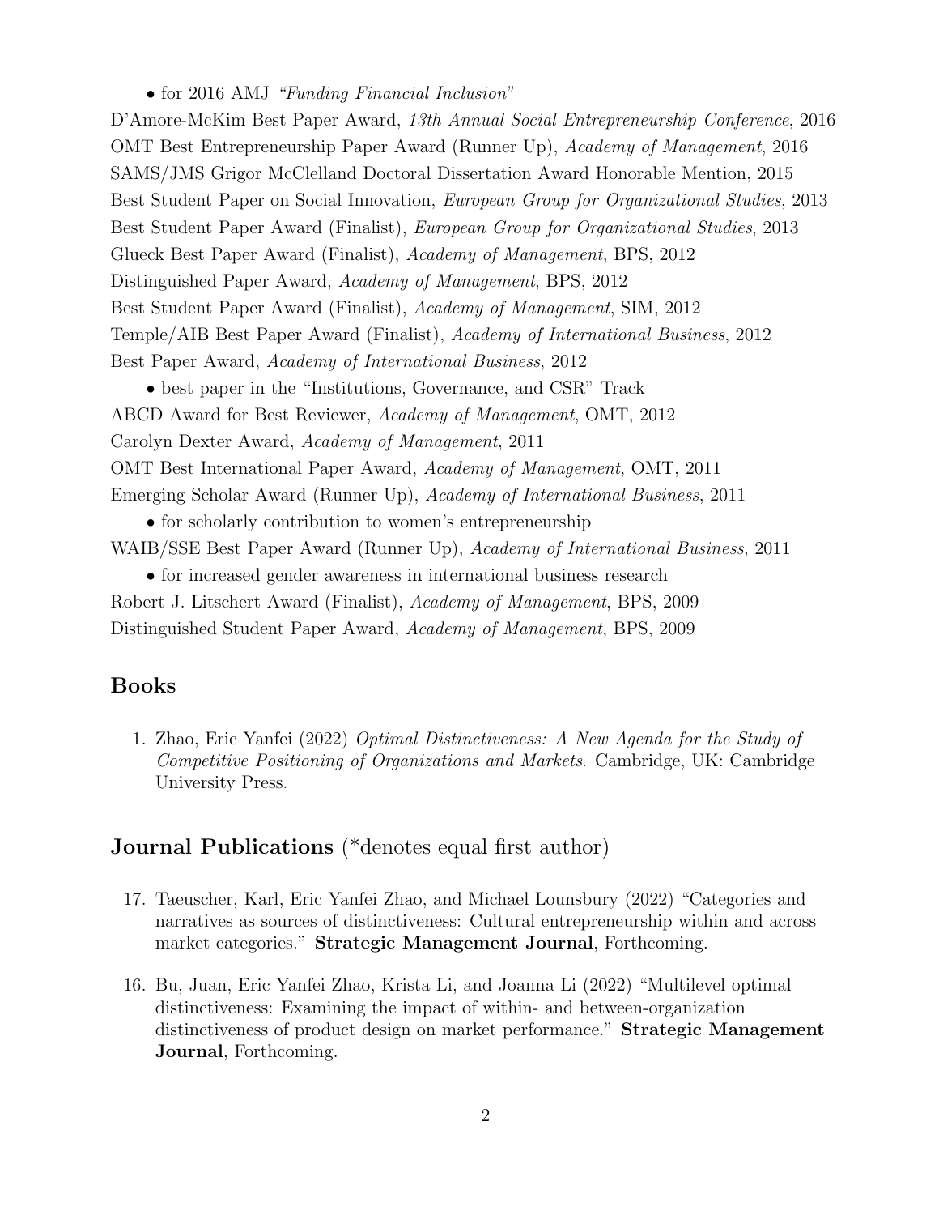- for 2016 AMJ *"Funding Financial Inclusion"*

D'Amore-McKim Best Paper Award, *13th Annual Social Entrepreneurship Conference*, 2016
OMT Best Entrepreneurship Paper Award (Runner Up), *Academy of Management*, 2016
SAMS/JMS Grigor McClelland Doctoral Dissertation Award Honorable Mention, 2015
Best Student Paper on Social Innovation, *European Group for Organizational Studies*, 2013
Best Student Paper Award (Finalist), *European Group for Organizational Studies*, 2013
Glueck Best Paper Award (Finalist), *Academy of Management*, BPS, 2012
Distinguished Paper Award, *Academy of Management*, BPS, 2012
Best Student Paper Award (Finalist), *Academy of Management*, SIM, 2012
Temple/AIB Best Paper Award (Finalist), *Academy of International Business*, 2012
Best Paper Award, *Academy of International Business*, 2012

- best paper in the "Institutions, Governance, and CSR" Track

ABCD Award for Best Reviewer, *Academy of Management*, OMT, 2012
Carolyn Dexter Award, *Academy of Management*, 2011
OMT Best International Paper Award, *Academy of Management*, OMT, 2011
Emerging Scholar Award (Runner Up), *Academy of International Business*, 2011

- for scholarly contribution to women's entrepreneurship

WAIB/SSE Best Paper Award (Runner Up), *Academy of International Business*, 2011

- for increased gender awareness in international business research

Robert J. Litschert Award (Finalist), *Academy of Management*, BPS, 2009
Distinguished Student Paper Award, *Academy of Management*, BPS, 2009

## Books

1. Zhao, Eric Yanfei (2022) *Optimal Distinctiveness: A New Agenda for the Study of Competitive Positioning of Organizations and Markets*. Cambridge, UK: Cambridge University Press.

## Journal Publications (*denotes equal first author)

17. Taeuscher, Karl, Eric Yanfei Zhao, and Michael Lounsbury (2022) "Categories and narratives as sources of distinctiveness: Cultural entrepreneurship within and across market categories." **Strategic Management Journal**, Forthcoming.

16. Bu, Juan, Eric Yanfei Zhao, Krista Li, and Joanna Li (2022) "Multilevel optimal distinctiveness: Examining the impact of within- and between-organization distinctiveness of product design on market performance." **Strategic Management Journal**, Forthcoming.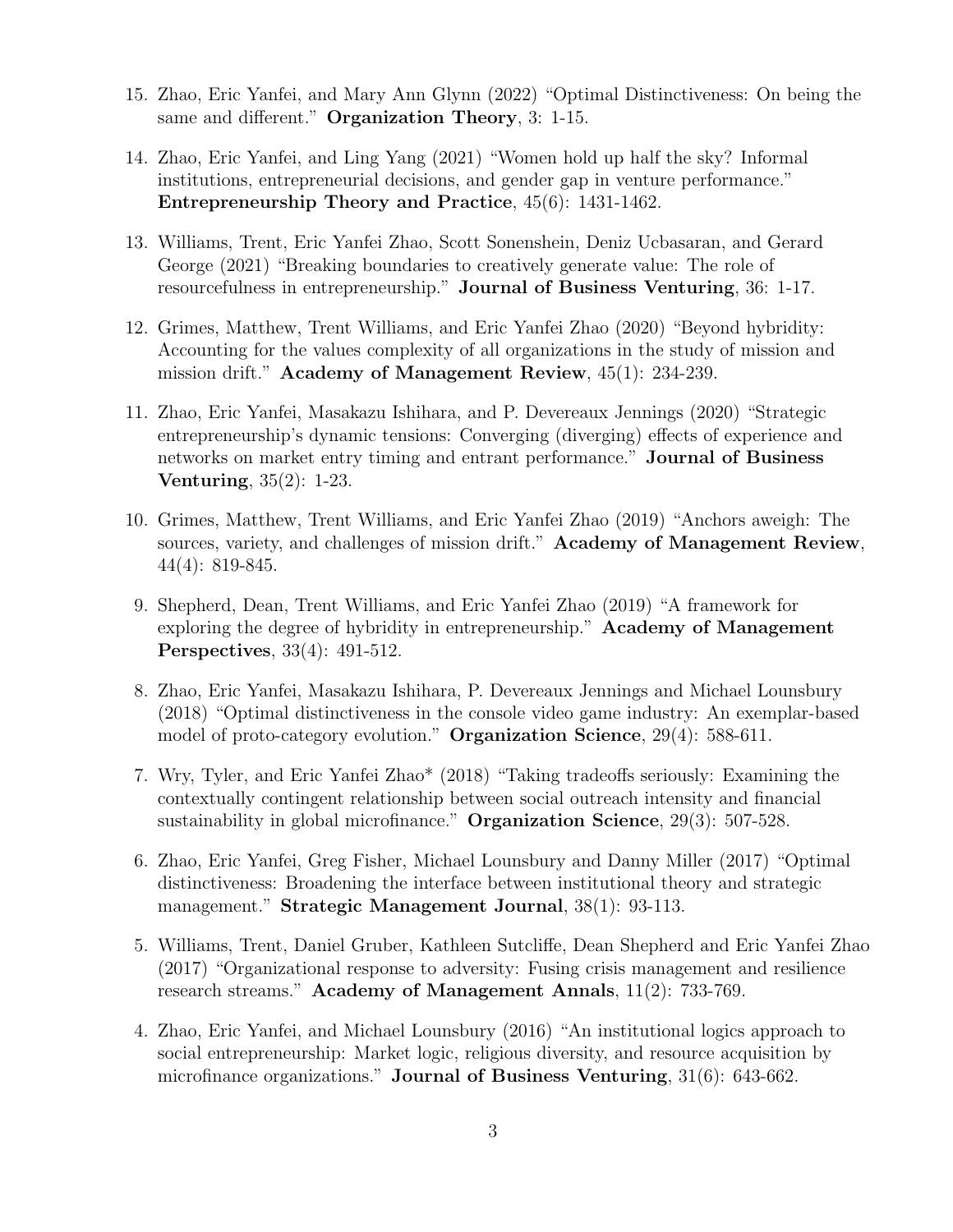15. Zhao, Eric Yanfei, and Mary Ann Glynn (2022) "Optimal Distinctiveness: On being the same and different." **Organization Theory**, 3: 1-15.

14. Zhao, Eric Yanfei, and Ling Yang (2021) "Women hold up half the sky? Informal institutions, entrepreneurial decisions, and gender gap in venture performance." **Entrepreneurship Theory and Practice**, 45(6): 1431-1462.

13. Williams, Trent, Eric Yanfei Zhao, Scott Sonenshein, Deniz Ucbasaran, and Gerard George (2021) "Breaking boundaries to creatively generate value: The role of resourcefulness in entrepreneurship." **Journal of Business Venturing**, 36: 1-17.

12. Grimes, Matthew, Trent Williams, and Eric Yanfei Zhao (2020) "Beyond hybridity: Accounting for the values complexity of all organizations in the study of mission and mission drift." **Academy of Management Review**, 45(1): 234-239.

11. Zhao, Eric Yanfei, Masakazu Ishihara, and P. Devereaux Jennings (2020) "Strategic entrepreneurship's dynamic tensions: Converging (diverging) effects of experience and networks on market entry timing and entrant performance." **Journal of Business Venturing**, 35(2): 1-23.

10. Grimes, Matthew, Trent Williams, and Eric Yanfei Zhao (2019) "Anchors aweigh: The sources, variety, and challenges of mission drift." **Academy of Management Review**, 44(4): 819-845.

9. Shepherd, Dean, Trent Williams, and Eric Yanfei Zhao (2019) "A framework for exploring the degree of hybridity in entrepreneurship." **Academy of Management Perspectives**, 33(4): 491-512.

8. Zhao, Eric Yanfei, Masakazu Ishihara, P. Devereaux Jennings and Michael Lounsbury (2018) "Optimal distinctiveness in the console video game industry: An exemplar-based model of proto-category evolution." **Organization Science**, 29(4): 588-611.

7. Wry, Tyler, and Eric Yanfei Zhao* (2018) "Taking tradeoffs seriously: Examining the contextually contingent relationship between social outreach intensity and financial sustainability in global microfinance." **Organization Science**, 29(3): 507-528.

6. Zhao, Eric Yanfei, Greg Fisher, Michael Lounsbury and Danny Miller (2017) "Optimal distinctiveness: Broadening the interface between institutional theory and strategic management." **Strategic Management Journal**, 38(1): 93-113.

5. Williams, Trent, Daniel Gruber, Kathleen Sutcliffe, Dean Shepherd and Eric Yanfei Zhao (2017) "Organizational response to adversity: Fusing crisis management and resilience research streams." **Academy of Management Annals**, 11(2): 733-769.

4. Zhao, Eric Yanfei, and Michael Lounsbury (2016) "An institutional logics approach to social entrepreneurship: Market logic, religious diversity, and resource acquisition by microfinance organizations." **Journal of Business Venturing**, 31(6): 643-662.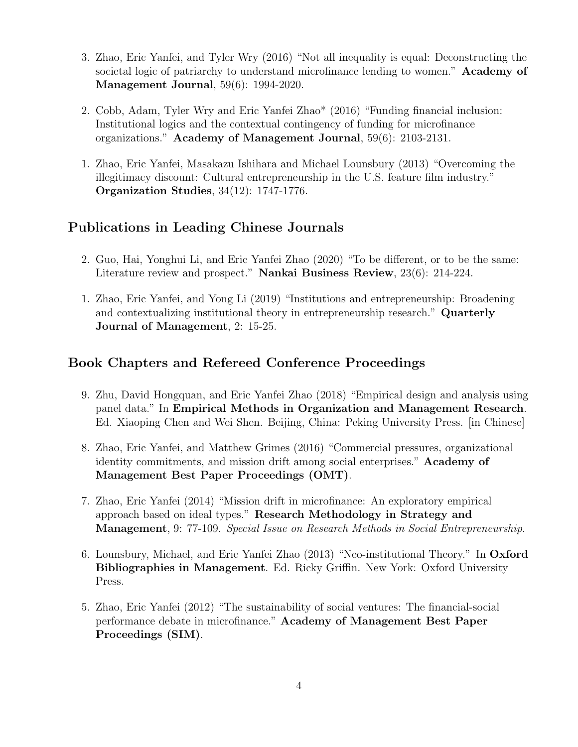3. Zhao, Eric Yanfei, and Tyler Wry (2016) "Not all inequality is equal: Deconstructing the societal logic of patriarchy to understand microfinance lending to women." **Academy of Management Journal**, 59(6): 1994-2020.

2. Cobb, Adam, Tyler Wry and Eric Yanfei Zhao* (2016) "Funding financial inclusion: Institutional logics and the contextual contingency of funding for microfinance organizations." **Academy of Management Journal**, 59(6): 2103-2131.

1. Zhao, Eric Yanfei, Masakazu Ishihara and Michael Lounsbury (2013) "Overcoming the illegitimacy discount: Cultural entrepreneurship in the U.S. feature film industry." **Organization Studies**, 34(12): 1747-1776.

## Publications in Leading Chinese Journals

2. Guo, Hai, Yonghui Li, and Eric Yanfei Zhao (2020) "To be different, or to be the same: Literature review and prospect." **Nankai Business Review**, 23(6): 214-224.

1. Zhao, Eric Yanfei, and Yong Li (2019) "Institutions and entrepreneurship: Broadening and contextualizing institutional theory in entrepreneurship research." **Quarterly Journal of Management**, 2: 15-25.

## Book Chapters and Refereed Conference Proceedings

9. Zhu, David Hongquan, and Eric Yanfei Zhao (2018) "Empirical design and analysis using panel data." In **Empirical Methods in Organization and Management Research**. Ed. Xiaoping Chen and Wei Shen. Beijing, China: Peking University Press. [in Chinese]

8. Zhao, Eric Yanfei, and Matthew Grimes (2016) "Commercial pressures, organizational identity commitments, and mission drift among social enterprises." **Academy of Management Best Paper Proceedings (OMT)**.

7. Zhao, Eric Yanfei (2014) "Mission drift in microfinance: An exploratory empirical approach based on ideal types." **Research Methodology in Strategy and Management**, 9: 77-109. *Special Issue on Research Methods in Social Entrepreneurship.*

6. Lounsbury, Michael, and Eric Yanfei Zhao (2013) "Neo-institutional Theory." In **Oxford Bibliographies in Management**. Ed. Ricky Griffin. New York: Oxford University Press.

5. Zhao, Eric Yanfei (2012) "The sustainability of social ventures: The financial-social performance debate in microfinance." **Academy of Management Best Paper Proceedings (SIM)**.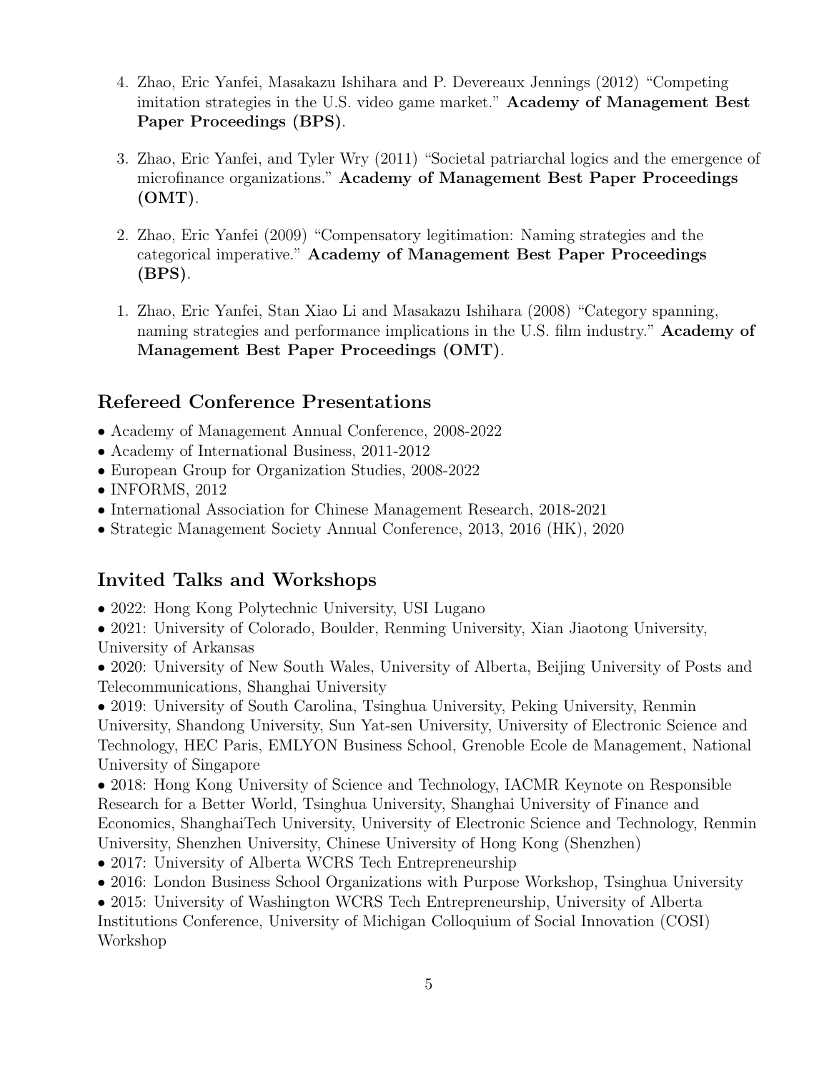4. Zhao, Eric Yanfei, Masakazu Ishihara and P. Devereaux Jennings (2012) "Competing imitation strategies in the U.S. video game market." **Academy of Management Best Paper Proceedings (BPS)**.

3. Zhao, Eric Yanfei, and Tyler Wry (2011) "Societal patriarchal logics and the emergence of microfinance organizations." **Academy of Management Best Paper Proceedings (OMT)**.

2. Zhao, Eric Yanfei (2009) "Compensatory legitimation: Naming strategies and the categorical imperative." **Academy of Management Best Paper Proceedings (BPS)**.

1. Zhao, Eric Yanfei, Stan Xiao Li and Masakazu Ishihara (2008) "Category spanning, naming strategies and performance implications in the U.S. film industry." **Academy of Management Best Paper Proceedings (OMT)**.

## Refereed Conference Presentations

- Academy of Management Annual Conference, 2008-2022
- Academy of International Business, 2011-2012
- European Group for Organization Studies, 2008-2022
- INFORMS, 2012
- International Association for Chinese Management Research, 2018-2021
- Strategic Management Society Annual Conference, 2013, 2016 (HK), 2020

## Invited Talks and Workshops

- 2022: Hong Kong Polytechnic University, USI Lugano
- 2021: University of Colorado, Boulder, Renming University, Xian Jiaotong University, University of Arkansas
- 2020: University of New South Wales, University of Alberta, Beijing University of Posts and Telecommunications, Shanghai University
- 2019: University of South Carolina, Tsinghua University, Peking University, Renmin University, Shandong University, Sun Yat-sen University, University of Electronic Science and Technology, HEC Paris, EMLYON Business School, Grenoble Ecole de Management, National University of Singapore
- 2018: Hong Kong University of Science and Technology, IACMR Keynote on Responsible Research for a Better World, Tsinghua University, Shanghai University of Finance and Economics, ShanghaiTech University, University of Electronic Science and Technology, Renmin University, Shenzhen University, Chinese University of Hong Kong (Shenzhen)
- 2017: University of Alberta WCRS Tech Entrepreneurship
- 2016: London Business School Organizations with Purpose Workshop, Tsinghua University
- 2015: University of Washington WCRS Tech Entrepreneurship, University of Alberta Institutions Conference, University of Michigan Colloquium of Social Innovation (COSI) Workshop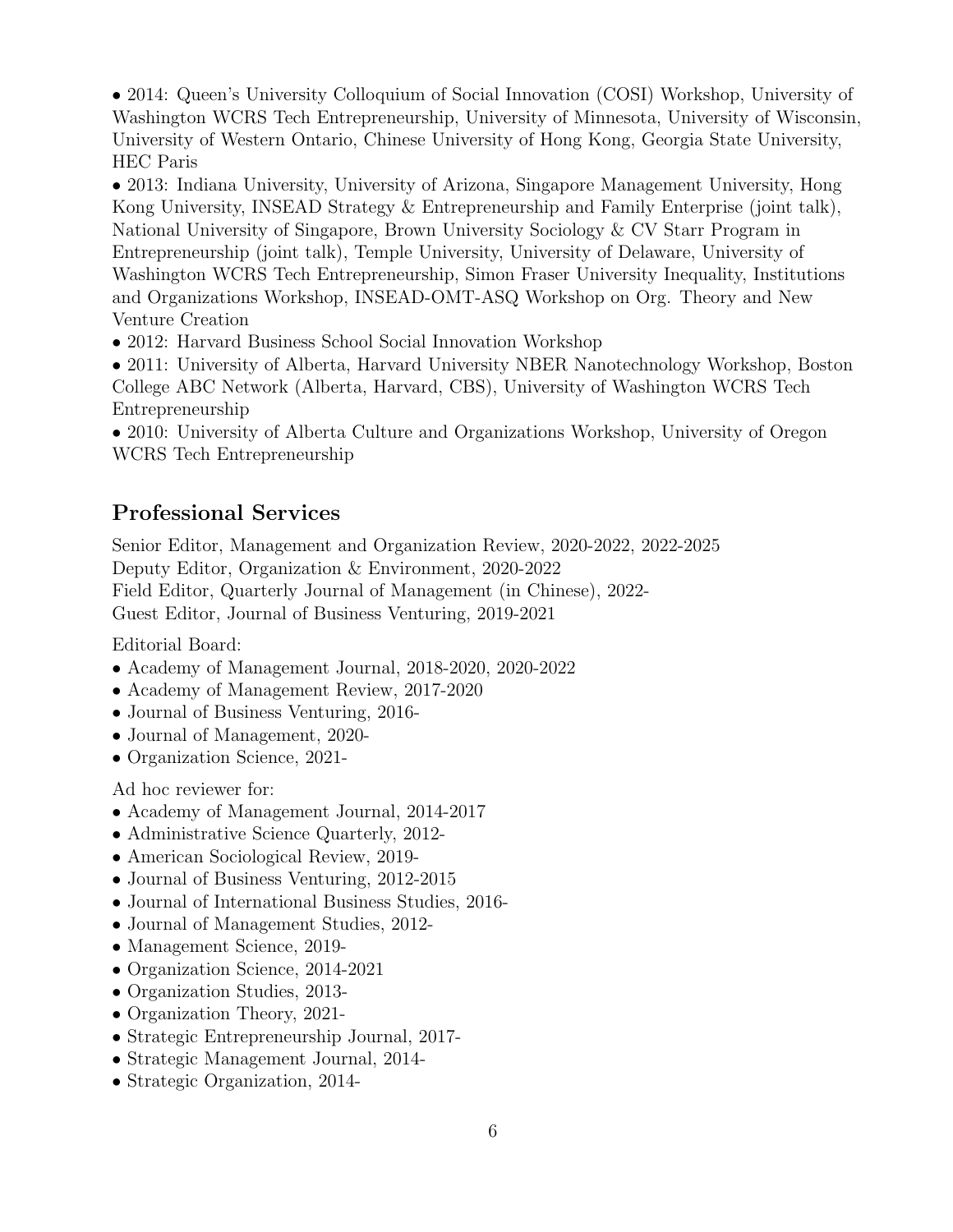- 2014: Queen's University Colloquium of Social Innovation (COSI) Workshop, University of Washington WCRS Tech Entrepreneurship, University of Minnesota, University of Wisconsin, University of Western Ontario, Chinese University of Hong Kong, Georgia State University, HEC Paris
- 2013: Indiana University, University of Arizona, Singapore Management University, Hong Kong University, INSEAD Strategy & Entrepreneurship and Family Enterprise (joint talk), National University of Singapore, Brown University Sociology & CV Starr Program in Entrepreneurship (joint talk), Temple University, University of Delaware, University of Washington WCRS Tech Entrepreneurship, Simon Fraser University Inequality, Institutions and Organizations Workshop, INSEAD-OMT-ASQ Workshop on Org. Theory and New Venture Creation
- 2012: Harvard Business School Social Innovation Workshop
- 2011: University of Alberta, Harvard University NBER Nanotechnology Workshop, Boston College ABC Network (Alberta, Harvard, CBS), University of Washington WCRS Tech Entrepreneurship
- 2010: University of Alberta Culture and Organizations Workshop, University of Oregon WCRS Tech Entrepreneurship

## Professional Services

Senior Editor, Management and Organization Review, 2020-2022, 2022-2025
Deputy Editor, Organization & Environment, 2020-2022
Field Editor, Quarterly Journal of Management (in Chinese), 2022-
Guest Editor, Journal of Business Venturing, 2019-2021

Editorial Board:

- Academy of Management Journal, 2018-2020, 2020-2022
- Academy of Management Review, 2017-2020
- Journal of Business Venturing, 2016-
- Journal of Management, 2020-
- Organization Science, 2021-

Ad hoc reviewer for:

- Academy of Management Journal, 2014-2017
- Administrative Science Quarterly, 2012-
- American Sociological Review, 2019-
- Journal of Business Venturing, 2012-2015
- Journal of International Business Studies, 2016-
- Journal of Management Studies, 2012-
- Management Science, 2019-
- Organization Science, 2014-2021
- Organization Studies, 2013-
- Organization Theory, 2021-
- Strategic Entrepreneurship Journal, 2017-
- Strategic Management Journal, 2014-
- Strategic Organization, 2014-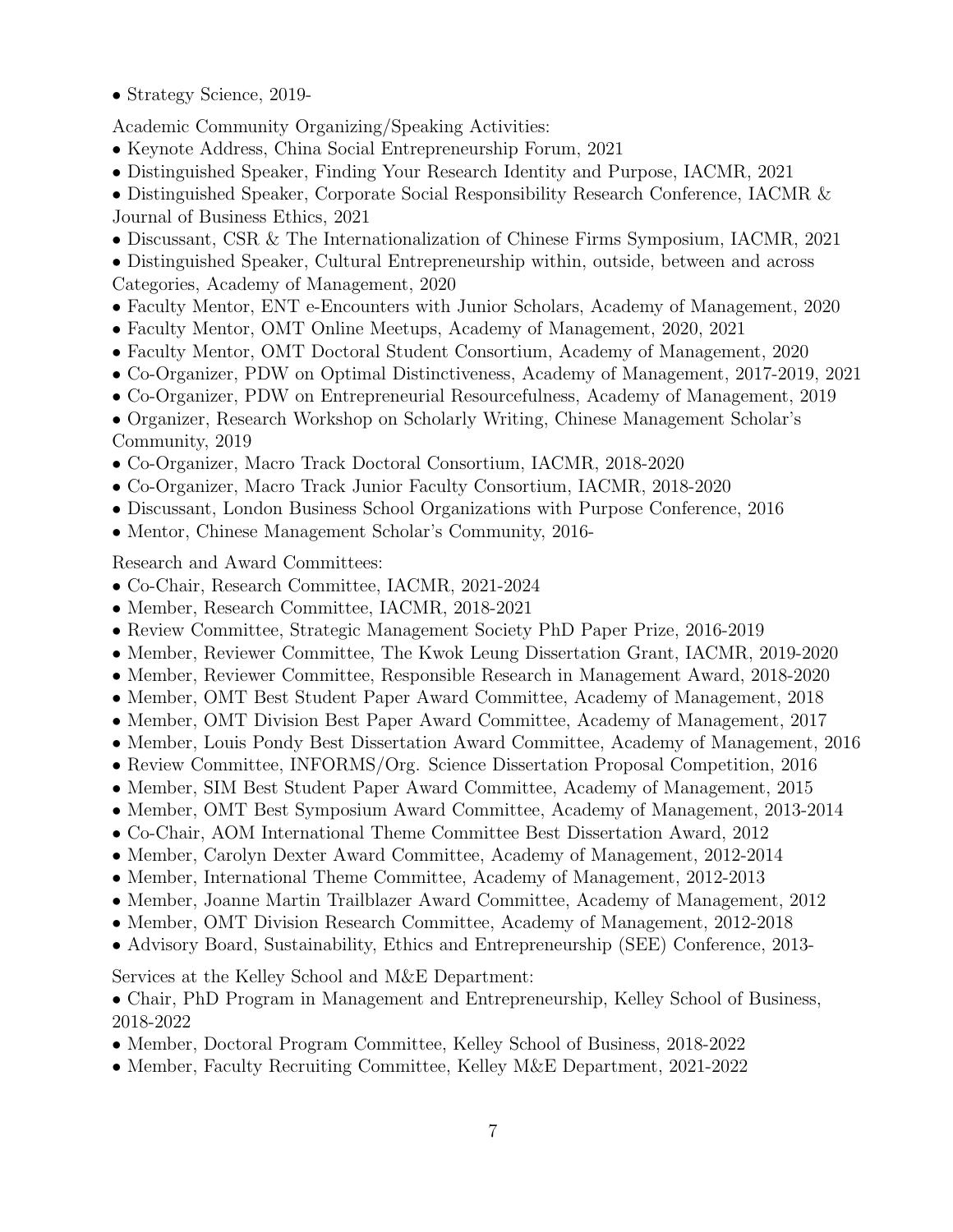- Strategy Science, 2019-

Academic Community Organizing/Speaking Activities:

- Keynote Address, China Social Entrepreneurship Forum, 2021
- Distinguished Speaker, Finding Your Research Identity and Purpose, IACMR, 2021
- Distinguished Speaker, Corporate Social Responsibility Research Conference, IACMR & Journal of Business Ethics, 2021
- Discussant, CSR & The Internationalization of Chinese Firms Symposium, IACMR, 2021
- Distinguished Speaker, Cultural Entrepreneurship within, outside, between and across Categories, Academy of Management, 2020
- Faculty Mentor, ENT e-Encounters with Junior Scholars, Academy of Management, 2020
- Faculty Mentor, OMT Online Meetups, Academy of Management, 2020, 2021
- Faculty Mentor, OMT Doctoral Student Consortium, Academy of Management, 2020
- Co-Organizer, PDW on Optimal Distinctiveness, Academy of Management, 2017-2019, 2021
- Co-Organizer, PDW on Entrepreneurial Resourcefulness, Academy of Management, 2019
- Organizer, Research Workshop on Scholarly Writing, Chinese Management Scholar's Community, 2019
- Co-Organizer, Macro Track Doctoral Consortium, IACMR, 2018-2020
- Co-Organizer, Macro Track Junior Faculty Consortium, IACMR, 2018-2020
- Discussant, London Business School Organizations with Purpose Conference, 2016
- Mentor, Chinese Management Scholar's Community, 2016-

Research and Award Committees:

- Co-Chair, Research Committee, IACMR, 2021-2024
- Member, Research Committee, IACMR, 2018-2021
- Review Committee, Strategic Management Society PhD Paper Prize, 2016-2019
- Member, Reviewer Committee, The Kwok Leung Dissertation Grant, IACMR, 2019-2020
- Member, Reviewer Committee, Responsible Research in Management Award, 2018-2020
- Member, OMT Best Student Paper Award Committee, Academy of Management, 2018
- Member, OMT Division Best Paper Award Committee, Academy of Management, 2017
- Member, Louis Pondy Best Dissertation Award Committee, Academy of Management, 2016
- Review Committee, INFORMS/Org. Science Dissertation Proposal Competition, 2016
- Member, SIM Best Student Paper Award Committee, Academy of Management, 2015
- Member, OMT Best Symposium Award Committee, Academy of Management, 2013-2014
- Co-Chair, AOM International Theme Committee Best Dissertation Award, 2012
- Member, Carolyn Dexter Award Committee, Academy of Management, 2012-2014
- Member, International Theme Committee, Academy of Management, 2012-2013
- Member, Joanne Martin Trailblazer Award Committee, Academy of Management, 2012
- Member, OMT Division Research Committee, Academy of Management, 2012-2018
- Advisory Board, Sustainability, Ethics and Entrepreneurship (SEE) Conference, 2013-

Services at the Kelley School and M&E Department:

- Chair, PhD Program in Management and Entrepreneurship, Kelley School of Business, 2018-2022
- Member, Doctoral Program Committee, Kelley School of Business, 2018-2022
- Member, Faculty Recruiting Committee, Kelley M&E Department, 2021-2022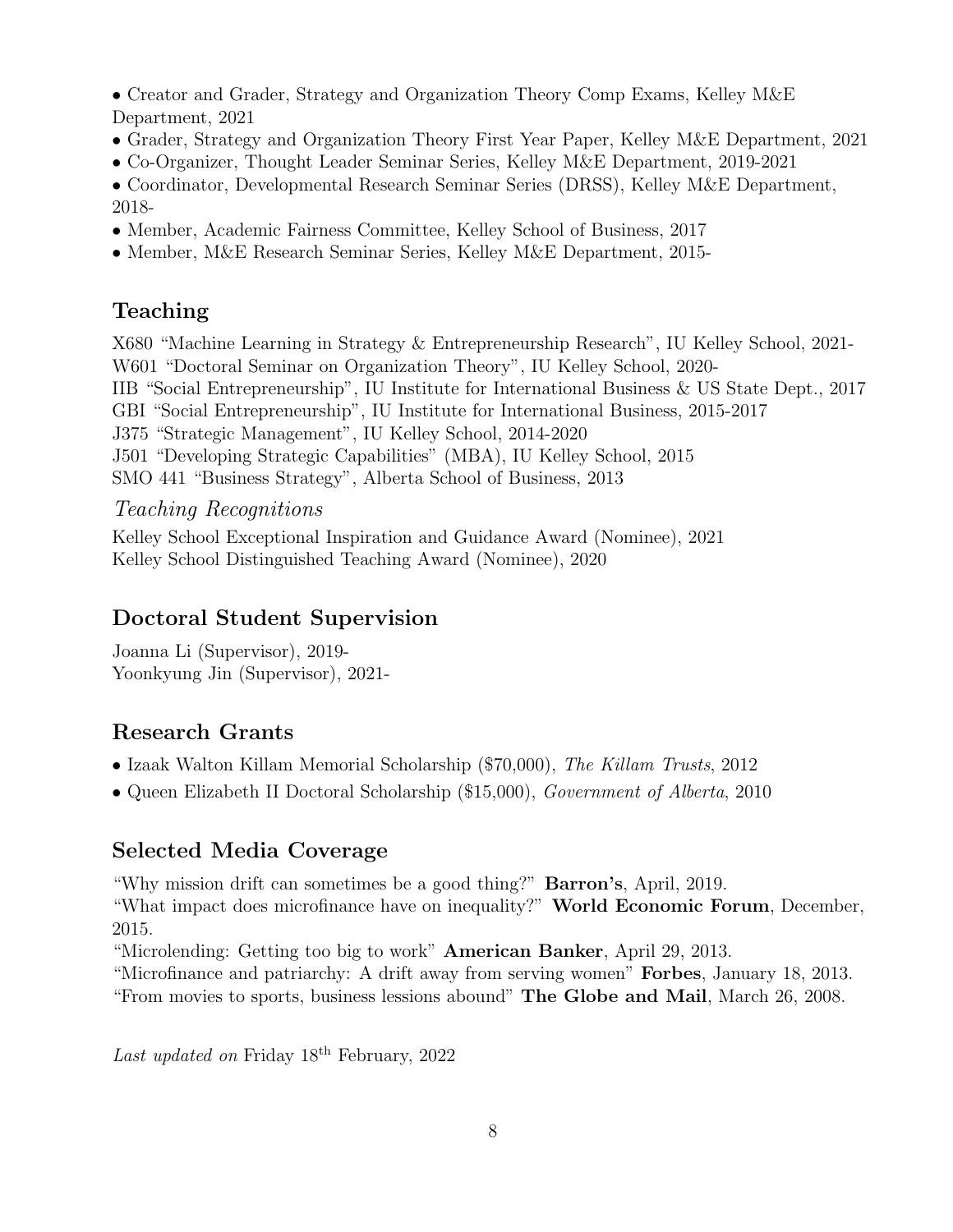- Creator and Grader, Strategy and Organization Theory Comp Exams, Kelley M&E Department, 2021
- Grader, Strategy and Organization Theory First Year Paper, Kelley M&E Department, 2021
- Co-Organizer, Thought Leader Seminar Series, Kelley M&E Department, 2019-2021
- Coordinator, Developmental Research Seminar Series (DRSS), Kelley M&E Department, 2018-
- Member, Academic Fairness Committee, Kelley School of Business, 2017
- Member, M&E Research Seminar Series, Kelley M&E Department, 2015-

## Teaching

X680 "Machine Learning in Strategy & Entrepreneurship Research", IU Kelley School, 2021-
W601 "Doctoral Seminar on Organization Theory", IU Kelley School, 2020-
IIB "Social Entrepreneurship", IU Institute for International Business & US State Dept., 2017
GBI "Social Entrepreneurship", IU Institute for International Business, 2015-2017
J375 "Strategic Management", IU Kelley School, 2014-2020
J501 "Developing Strategic Capabilities" (MBA), IU Kelley School, 2015
SMO 441 "Business Strategy", Alberta School of Business, 2013

### *Teaching Recognitions*

Kelley School Exceptional Inspiration and Guidance Award (Nominee), 2021
Kelley School Distinguished Teaching Award (Nominee), 2020

## Doctoral Student Supervision

Joanna Li (Supervisor), 2019-
Yoonkyung Jin (Supervisor), 2021-

## Research Grants

- Izaak Walton Killam Memorial Scholarship ($70,000), *The Killam Trusts*, 2012
- Queen Elizabeth II Doctoral Scholarship ($15,000), *Government of Alberta*, 2010

## Selected Media Coverage

"Why mission drift can sometimes be a good thing?" **Barron's**, April, 2019.
"What impact does microfinance have on inequality?" **World Economic Forum**, December, 2015.
"Microlending: Getting too big to work" **American Banker**, April 29, 2013.
"Microfinance and patriarchy: A drift away from serving women" **Forbes**, January 18, 2013.
"From movies to sports, business lessions abound" **The Globe and Mail**, March 26, 2008.

*Last updated on* Friday 18th February, 2022